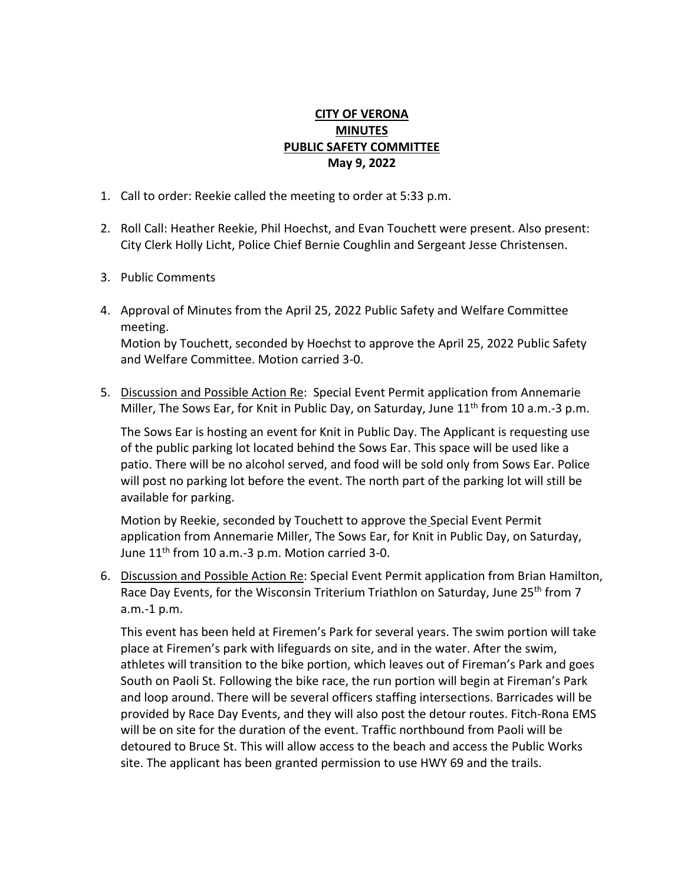**CITY OF VERONA**
**MINUTES**
**PUBLIC SAFETY COMMITTEE**
**May 9, 2022**

1. Call to order: Reekie called the meeting to order at 5:33 p.m.

2. Roll Call: Heather Reekie, Phil Hoechst, and Evan Touchett were present. Also present: City Clerk Holly Licht, Police Chief Bernie Coughlin and Sergeant Jesse Christensen.

3. Public Comments

4. Approval of Minutes from the April 25, 2022 Public Safety and Welfare Committee meeting.
   Motion by Touchett, seconded by Hoechst to approve the April 25, 2022 Public Safety and Welfare Committee. Motion carried 3-0.

5. Discussion and Possible Action Re: Special Event Permit application from Annemarie Miller, The Sows Ear, for Knit in Public Day, on Saturday, June 11th from 10 a.m.-3 p.m.

   The Sows Ear is hosting an event for Knit in Public Day. The Applicant is requesting use of the public parking lot located behind the Sows Ear. This space will be used like a patio. There will be no alcohol served, and food will be sold only from Sows Ear. Police will post no parking lot before the event. The north part of the parking lot will still be available for parking.

   Motion by Reekie, seconded by Touchett to approve the Special Event Permit application from Annemarie Miller, The Sows Ear, for Knit in Public Day, on Saturday, June 11th from 10 a.m.-3 p.m. Motion carried 3-0.

6. Discussion and Possible Action Re: Special Event Permit application from Brian Hamilton, Race Day Events, for the Wisconsin Triterium Triathlon on Saturday, June 25th from 7 a.m.-1 p.m.

   This event has been held at Firemen's Park for several years. The swim portion will take place at Firemen's park with lifeguards on site, and in the water. After the swim, athletes will transition to the bike portion, which leaves out of Fireman's Park and goes South on Paoli St. Following the bike race, the run portion will begin at Fireman's Park and loop around. There will be several officers staffing intersections. Barricades will be provided by Race Day Events, and they will also post the detour routes. Fitch-Rona EMS will be on site for the duration of the event. Traffic northbound from Paoli will be detoured to Bruce St. This will allow access to the beach and access the Public Works site. The applicant has been granted permission to use HWY 69 and the trails.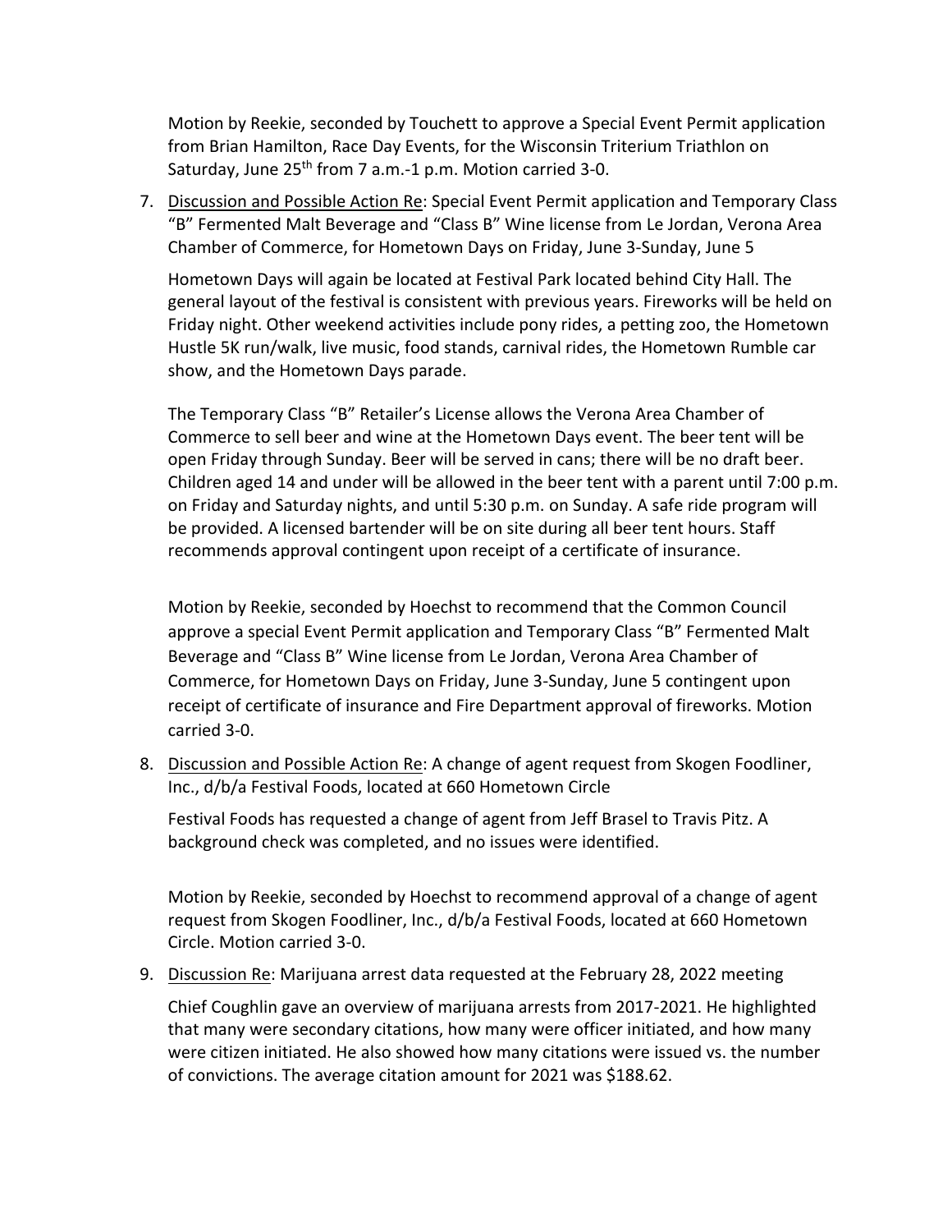Motion by Reekie, seconded by Touchett to approve a Special Event Permit application from Brian Hamilton, Race Day Events, for the Wisconsin Triterium Triathlon on Saturday, June 25th from 7 a.m.-1 p.m. Motion carried 3-0.

7. Discussion and Possible Action Re: Special Event Permit application and Temporary Class "B" Fermented Malt Beverage and "Class B" Wine license from Le Jordan, Verona Area Chamber of Commerce, for Hometown Days on Friday, June 3-Sunday, June 5

   Hometown Days will again be located at Festival Park located behind City Hall. The general layout of the festival is consistent with previous years. Fireworks will be held on Friday night. Other weekend activities include pony rides, a petting zoo, the Hometown Hustle 5K run/walk, live music, food stands, carnival rides, the Hometown Rumble car show, and the Hometown Days parade.

   The Temporary Class "B" Retailer's License allows the Verona Area Chamber of Commerce to sell beer and wine at the Hometown Days event. The beer tent will be open Friday through Sunday. Beer will be served in cans; there will be no draft beer. Children aged 14 and under will be allowed in the beer tent with a parent until 7:00 p.m. on Friday and Saturday nights, and until 5:30 p.m. on Sunday. A safe ride program will be provided. A licensed bartender will be on site during all beer tent hours. Staff recommends approval contingent upon receipt of a certificate of insurance.

   Motion by Reekie, seconded by Hoechst to recommend that the Common Council approve a special Event Permit application and Temporary Class "B" Fermented Malt Beverage and "Class B" Wine license from Le Jordan, Verona Area Chamber of Commerce, for Hometown Days on Friday, June 3-Sunday, June 5 contingent upon receipt of certificate of insurance and Fire Department approval of fireworks. Motion carried 3-0.

8. Discussion and Possible Action Re: A change of agent request from Skogen Foodliner, Inc., d/b/a Festival Foods, located at 660 Hometown Circle

   Festival Foods has requested a change of agent from Jeff Brasel to Travis Pitz. A background check was completed, and no issues were identified.

   Motion by Reekie, seconded by Hoechst to recommend approval of a change of agent request from Skogen Foodliner, Inc., d/b/a Festival Foods, located at 660 Hometown Circle. Motion carried 3-0.

9. Discussion Re: Marijuana arrest data requested at the February 28, 2022 meeting

   Chief Coughlin gave an overview of marijuana arrests from 2017-2021. He highlighted that many were secondary citations, how many were officer initiated, and how many were citizen initiated. He also showed how many citations were issued vs. the number of convictions. The average citation amount for 2021 was $188.62.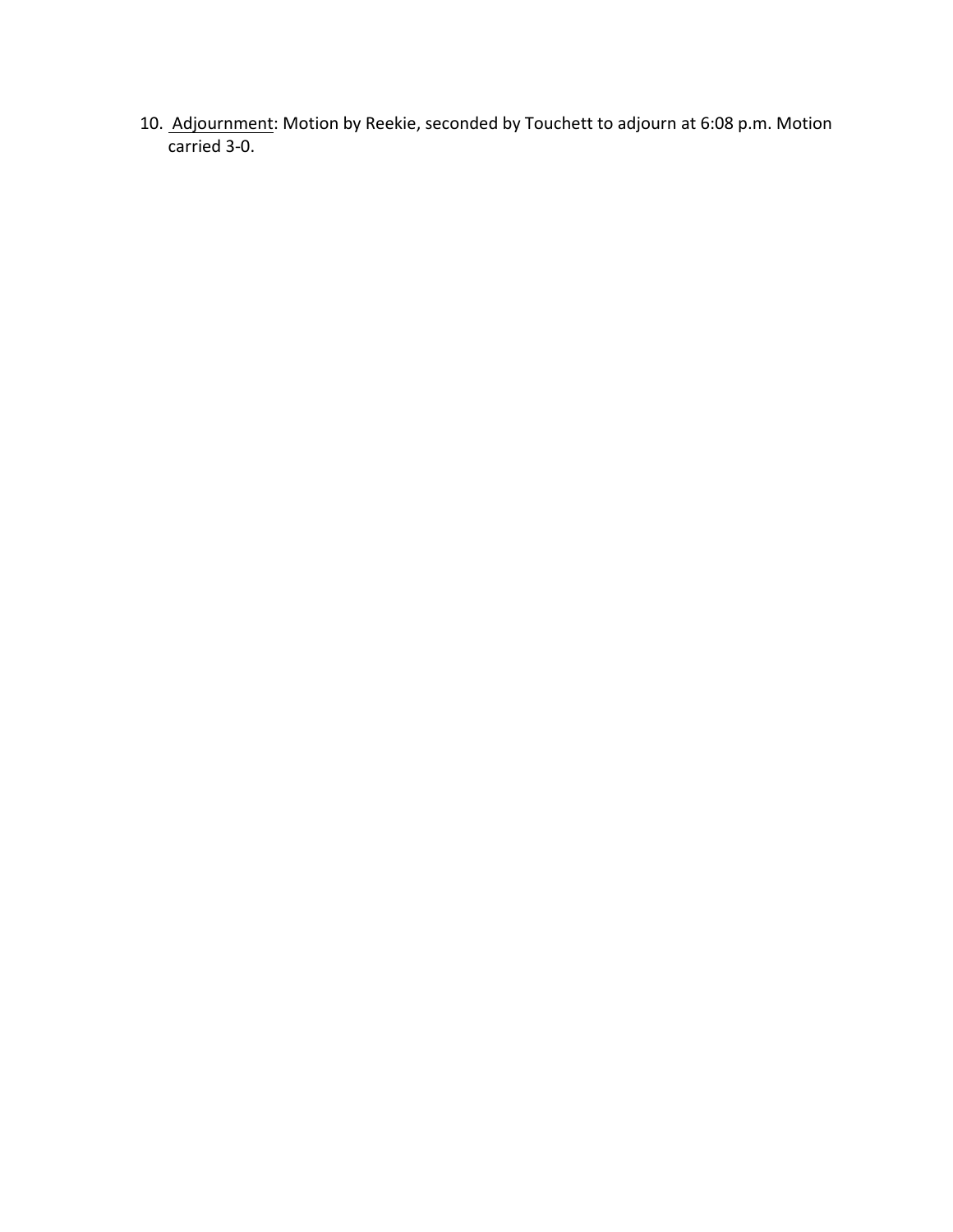10. Adjournment: Motion by Reekie, seconded by Touchett to adjourn at 6:08 p.m. Motion carried 3-0.